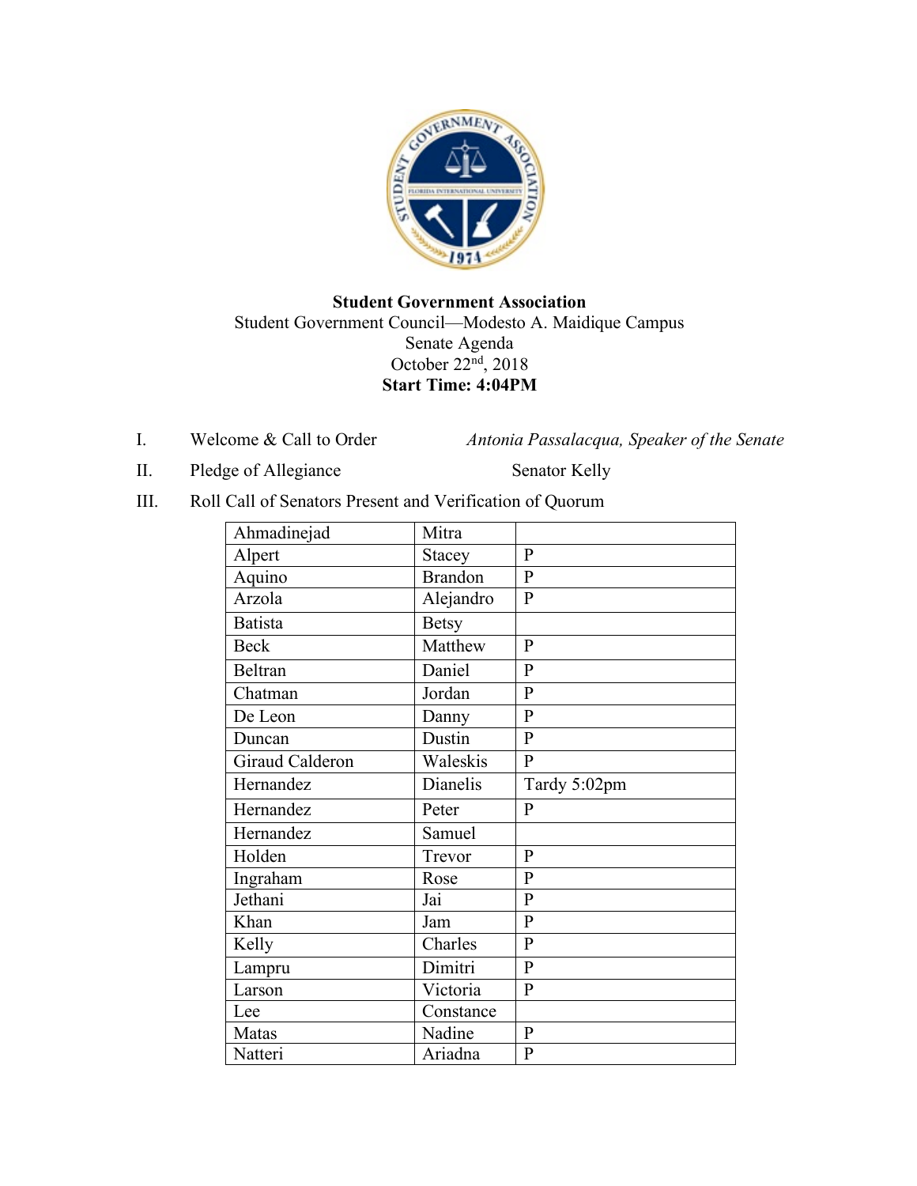**Student Government Association**
Student Government Council—Modesto A. Maidique Campus
Senate Agenda
October 22nd, 2018
**Start Time: 4:04PM**

I. Welcome & Call to Order — *Antonia Passalacqua, Speaker of the Senate*

II. Pledge of Allegiance — Senator Kelly

III. Roll Call of Senators Present and Verification of Quorum

| | | |
|---|---|---|
| Ahmadinejad | Mitra | |
| Alpert | Stacey | P |
| Aquino | Brandon | P |
| Arzola | Alejandro | P |
| Batista | Betsy | |
| Beck | Matthew | P |
| Beltran | Daniel | P |
| Chatman | Jordan | P |
| De Leon | Danny | P |
| Duncan | Dustin | P |
| Giraud Calderon | Waleskis | P |
| Hernandez | Dianelis | Tardy 5:02pm |
| Hernandez | Peter | P |
| Hernandez | Samuel | |
| Holden | Trevor | P |
| Ingraham | Rose | P |
| Jethani | Jai | P |
| Khan | Jam | P |
| Kelly | Charles | P |
| Lampru | Dimitri | P |
| Larson | Victoria | P |
| Lee | Constance | |
| Matas | Nadine | P |
| Natteri | Ariadna | P |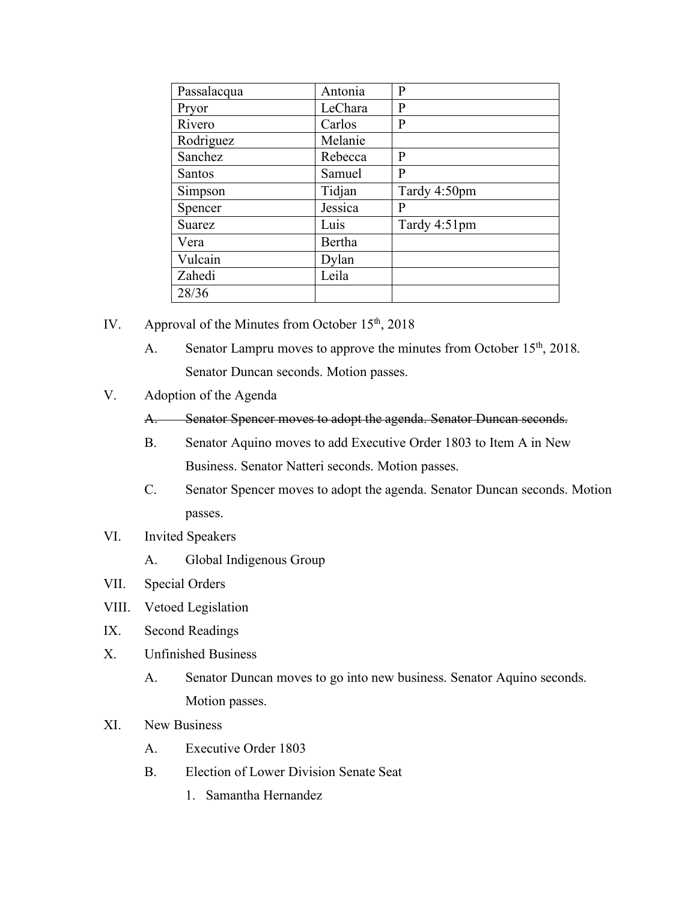| Passalacqua | Antonia | P |
|---|---|---|
| Pryor | LeChara | P |
| Rivero | Carlos | P |
| Rodriguez | Melanie | |
| Sanchez | Rebecca | P |
| Santos | Samuel | P |
| Simpson | Tidjan | Tardy 4:50pm |
| Spencer | Jessica | P |
| Suarez | Luis | Tardy 4:51pm |
| Vera | Bertha | |
| Vulcain | Dylan | |
| Zahedi | Leila | |
| 28/36 | | |

IV. Approval of the Minutes from October 15th, 2018

A. Senator Lampru moves to approve the minutes from October 15th, 2018. Senator Duncan seconds. Motion passes.

V. Adoption of the Agenda

~~A. Senator Spencer moves to adopt the agenda. Senator Duncan seconds.~~

B. Senator Aquino moves to add Executive Order 1803 to Item A in New Business. Senator Natteri seconds. Motion passes.

C. Senator Spencer moves to adopt the agenda. Senator Duncan seconds. Motion passes.

VI. Invited Speakers

A. Global Indigenous Group

VII. Special Orders

VIII. Vetoed Legislation

IX. Second Readings

X. Unfinished Business

A. Senator Duncan moves to go into new business. Senator Aquino seconds. Motion passes.

XI. New Business

A. Executive Order 1803

B. Election of Lower Division Senate Seat

1. Samantha Hernandez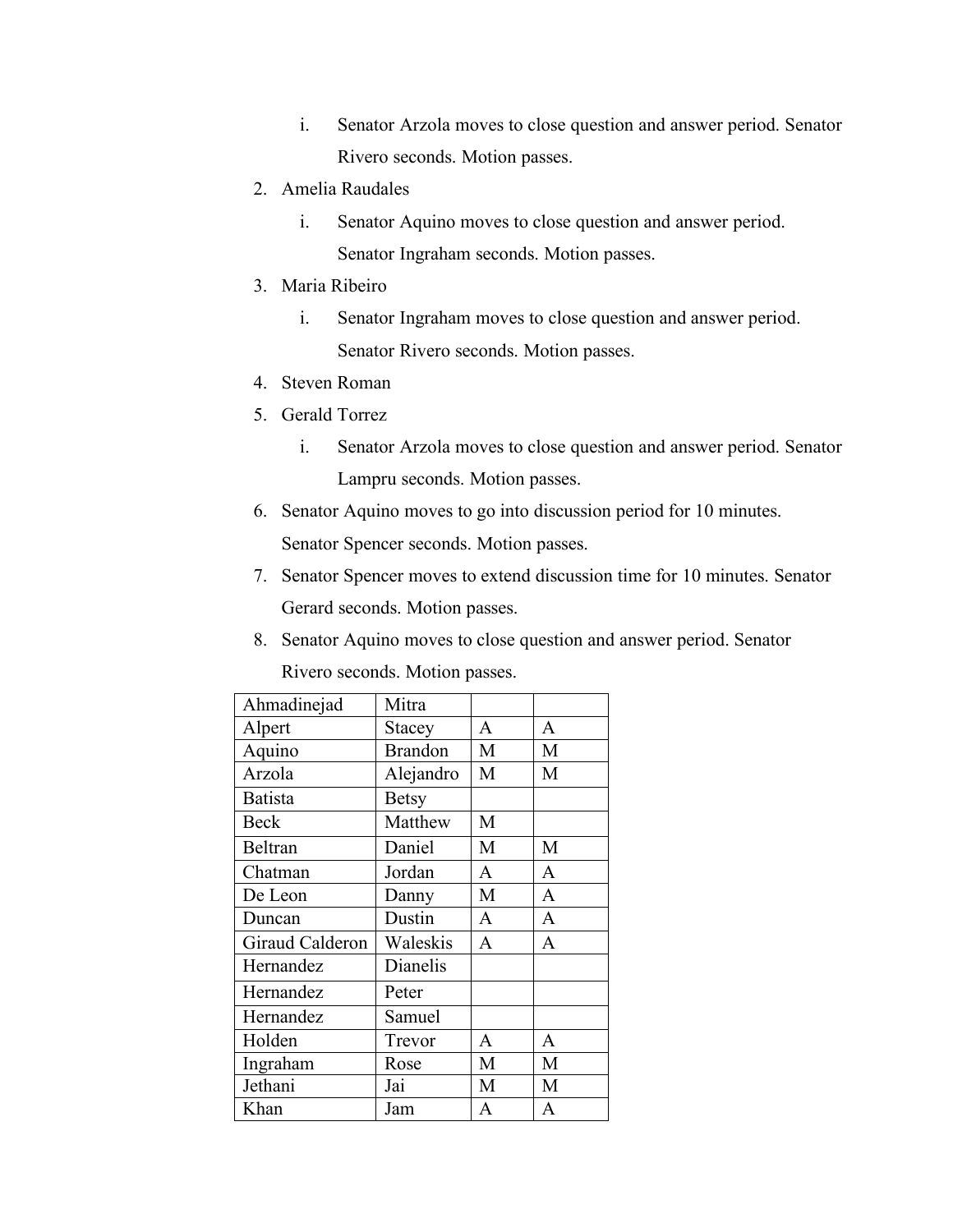- i. Senator Arzola moves to close question and answer period. Senator Rivero seconds. Motion passes.

2. Amelia Raudales
   - i. Senator Aquino moves to close question and answer period. Senator Ingraham seconds. Motion passes.
3. Maria Ribeiro
   - i. Senator Ingraham moves to close question and answer period. Senator Rivero seconds. Motion passes.
4. Steven Roman
5. Gerald Torrez
   - i. Senator Arzola moves to close question and answer period. Senator Lampru seconds. Motion passes.
6. Senator Aquino moves to go into discussion period for 10 minutes. Senator Spencer seconds. Motion passes.
7. Senator Spencer moves to extend discussion time for 10 minutes. Senator Gerard seconds. Motion passes.
8. Senator Aquino moves to close question and answer period. Senator Rivero seconds. Motion passes.

| | | | |
|---|---|---|---|
| Ahmadinejad | Mitra | | |
| Alpert | Stacey | A | A |
| Aquino | Brandon | M | M |
| Arzola | Alejandro | M | M |
| Batista | Betsy | | |
| Beck | Matthew | M | |
| Beltran | Daniel | M | M |
| Chatman | Jordan | A | A |
| De Leon | Danny | M | A |
| Duncan | Dustin | A | A |
| Giraud Calderon | Waleskis | A | A |
| Hernandez | Dianelis | | |
| Hernandez | Peter | | |
| Hernandez | Samuel | | |
| Holden | Trevor | A | A |
| Ingraham | Rose | M | M |
| Jethani | Jai | M | M |
| Khan | Jam | A | A |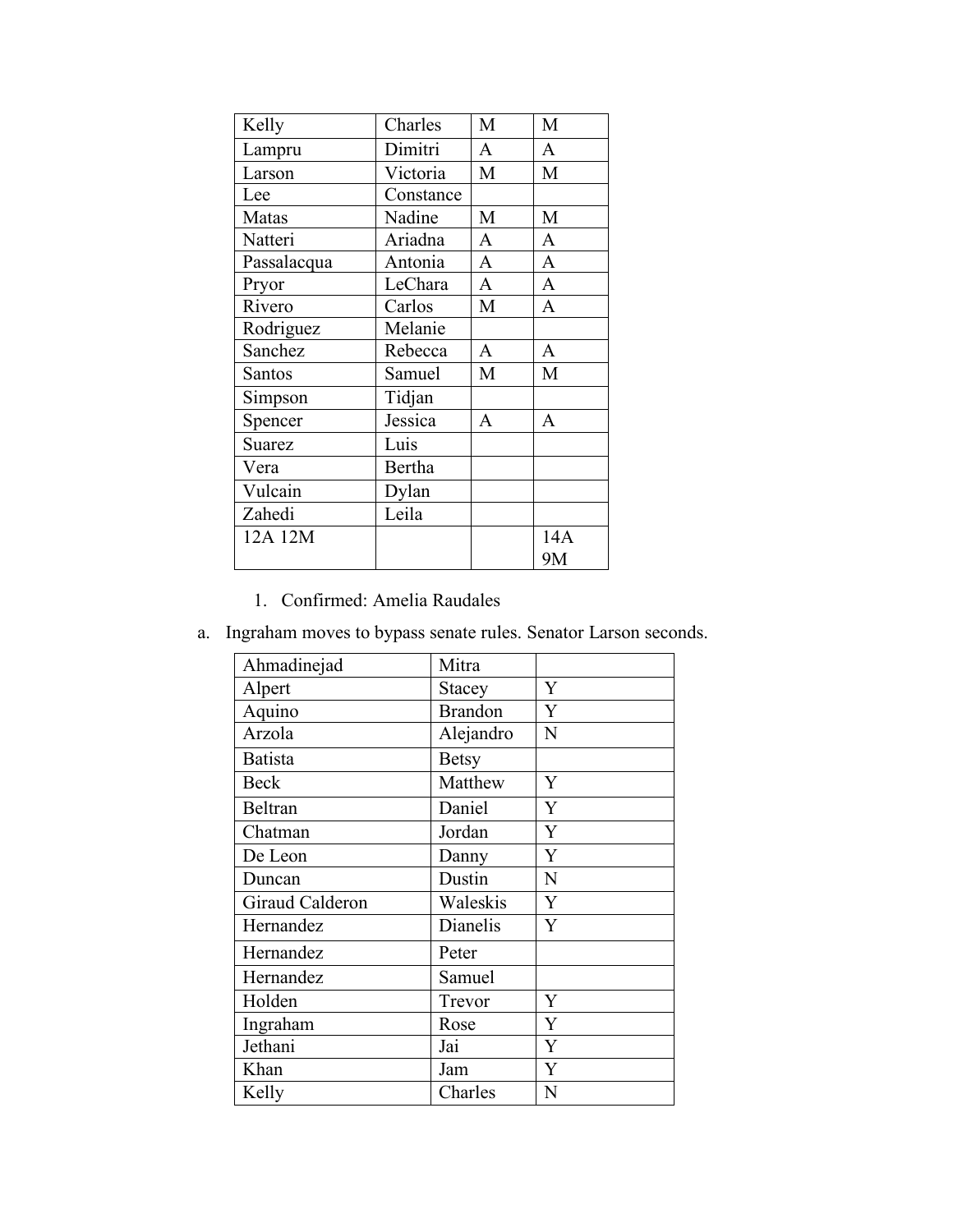| Kelly | Charles | M | M |
|---|---|---|---|
| Lampru | Dimitri | A | A |
| Larson | Victoria | M | M |
| Lee | Constance | | |
| Matas | Nadine | M | M |
| Natteri | Ariadna | A | A |
| Passalacqua | Antonia | A | A |
| Pryor | LeChara | A | A |
| Rivero | Carlos | M | A |
| Rodriguez | Melanie | | |
| Sanchez | Rebecca | A | A |
| Santos | Samuel | M | M |
| Simpson | Tidjan | | |
| Spencer | Jessica | A | A |
| Suarez | Luis | | |
| Vera | Bertha | | |
| Vulcain | Dylan | | |
| Zahedi | Leila | | |
| 12A 12M | | | 14A 9M |

1. Confirmed: Amelia Raudales

a. Ingraham moves to bypass senate rules. Senator Larson seconds.

| Ahmadinejad | Mitra | |
|---|---|---|
| Alpert | Stacey | Y |
| Aquino | Brandon | Y |
| Arzola | Alejandro | N |
| Batista | Betsy | |
| Beck | Matthew | Y |
| Beltran | Daniel | Y |
| Chatman | Jordan | Y |
| De Leon | Danny | Y |
| Duncan | Dustin | N |
| Giraud Calderon | Waleskis | Y |
| Hernandez | Dianelis | Y |
| Hernandez | Peter | |
| Hernandez | Samuel | |
| Holden | Trevor | Y |
| Ingraham | Rose | Y |
| Jethani | Jai | Y |
| Khan | Jam | Y |
| Kelly | Charles | N |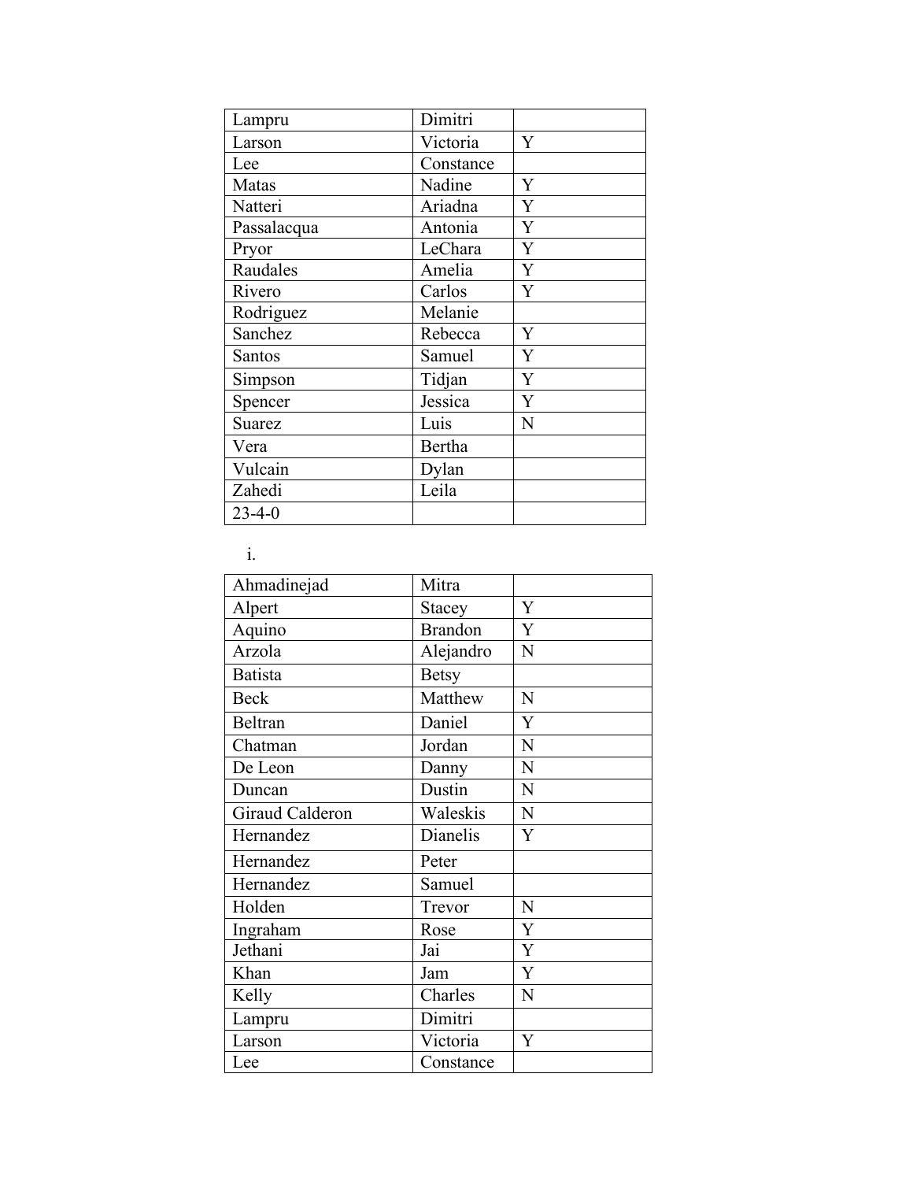| Lampru | Dimitri | |
|---|---|---|
| Larson | Victoria | Y |
| Lee | Constance | |
| Matas | Nadine | Y |
| Natteri | Ariadna | Y |
| Passalacqua | Antonia | Y |
| Pryor | LeChara | Y |
| Raudales | Amelia | Y |
| Rivero | Carlos | Y |
| Rodriguez | Melanie | |
| Sanchez | Rebecca | Y |
| Santos | Samuel | Y |
| Simpson | Tidjan | Y |
| Spencer | Jessica | Y |
| Suarez | Luis | N |
| Vera | Bertha | |
| Vulcain | Dylan | |
| Zahedi | Leila | |
| 23-4-0 | | |

i.

| Ahmadinejad | Mitra | |
|---|---|---|
| Alpert | Stacey | Y |
| Aquino | Brandon | Y |
| Arzola | Alejandro | N |
| Batista | Betsy | |
| Beck | Matthew | N |
| Beltran | Daniel | Y |
| Chatman | Jordan | N |
| De Leon | Danny | N |
| Duncan | Dustin | N |
| Giraud Calderon | Waleskis | N |
| Hernandez | Dianelis | Y |
| Hernandez | Peter | |
| Hernandez | Samuel | |
| Holden | Trevor | N |
| Ingraham | Rose | Y |
| Jethani | Jai | Y |
| Khan | Jam | Y |
| Kelly | Charles | N |
| Lampru | Dimitri | |
| Larson | Victoria | Y |
| Lee | Constance | |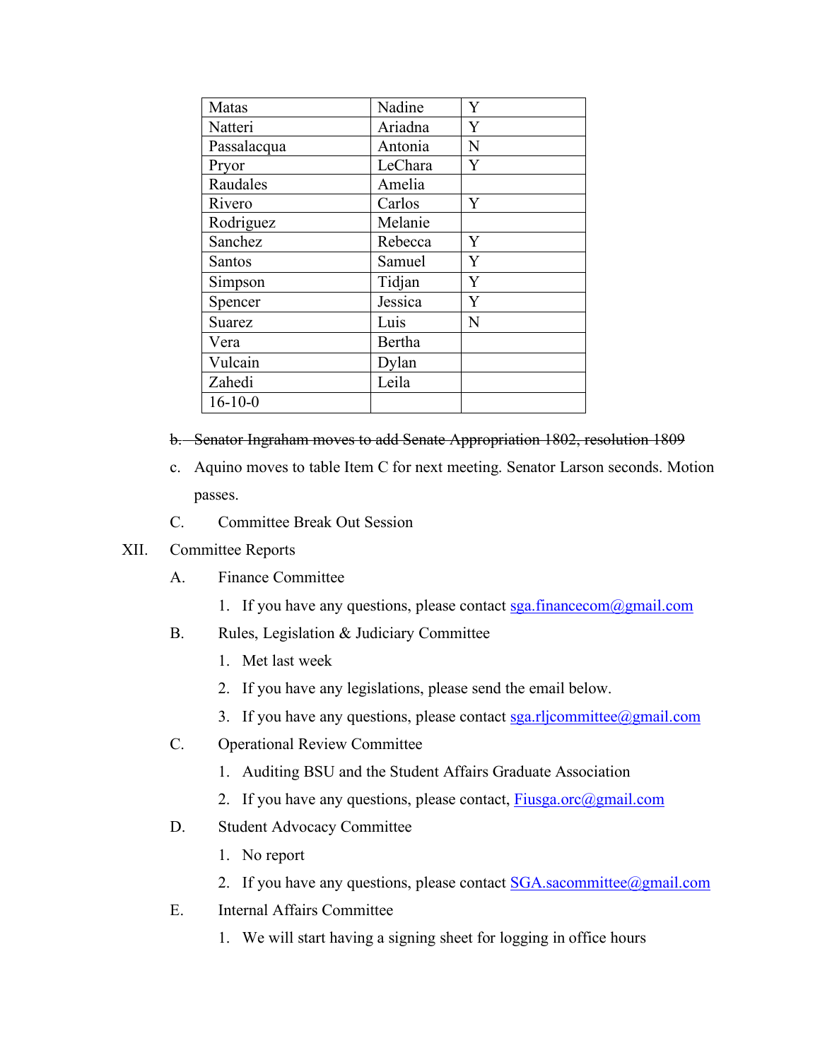| Matas | Nadine | Y |
|---|---|---|
| Natteri | Ariadna | Y |
| Passalacqua | Antonia | N |
| Pryor | LeChara | Y |
| Raudales | Amelia | |
| Rivero | Carlos | Y |
| Rodriguez | Melanie | |
| Sanchez | Rebecca | Y |
| Santos | Samuel | Y |
| Simpson | Tidjan | Y |
| Spencer | Jessica | Y |
| Suarez | Luis | N |
| Vera | Bertha | |
| Vulcain | Dylan | |
| Zahedi | Leila | |
| 16-10-0 | | |

b. ~~Senator Ingraham moves to add Senate Appropriation 1802, resolution 1809~~

c. Aquino moves to table Item C for next meeting. Senator Larson seconds. Motion passes.

C. Committee Break Out Session

XII. Committee Reports

A. Finance Committee

1. If you have any questions, please contact sga.financecom@gmail.com

B. Rules, Legislation & Judiciary Committee

1. Met last week
2. If you have any legislations, please send the email below.
3. If you have any questions, please contact sga.rljcommittee@gmail.com

C. Operational Review Committee

1. Auditing BSU and the Student Affairs Graduate Association
2. If you have any questions, please contact, Fiusga.orc@gmail.com

D. Student Advocacy Committee

1. No report
2. If you have any questions, please contact SGA.sacommittee@gmail.com

E. Internal Affairs Committee

1. We will start having a signing sheet for logging in office hours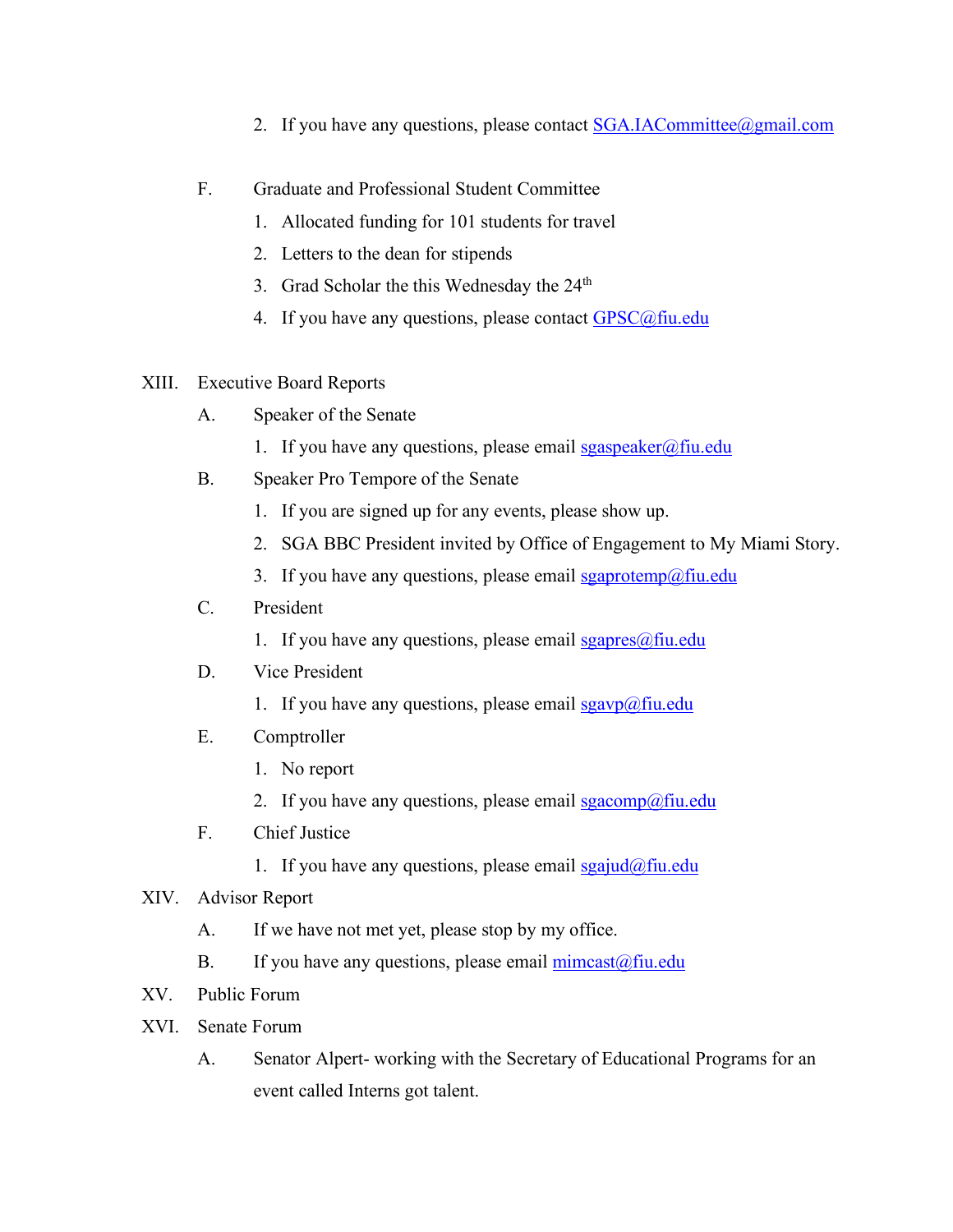2. If you have any questions, please contact SGA.IACommittee@gmail.com

F. Graduate and Professional Student Committee

1. Allocated funding for 101 students for travel
2. Letters to the dean for stipends
3. Grad Scholar the this Wednesday the 24th
4. If you have any questions, please contact GPSC@fiu.edu

XIII. Executive Board Reports

A. Speaker of the Senate

1. If you have any questions, please email sgaspeaker@fiu.edu

B. Speaker Pro Tempore of the Senate

1. If you are signed up for any events, please show up.
2. SGA BBC President invited by Office of Engagement to My Miami Story.
3. If you have any questions, please email sgaprotemp@fiu.edu

C. President

1. If you have any questions, please email sgapres@fiu.edu

D. Vice President

1. If you have any questions, please email sgavp@fiu.edu

E. Comptroller

1. No report
2. If you have any questions, please email sgacomp@fiu.edu

F. Chief Justice

1. If you have any questions, please email sgajud@fiu.edu

XIV. Advisor Report

A. If we have not met yet, please stop by my office.

B. If you have any questions, please email mimcast@fiu.edu

XV. Public Forum

XVI. Senate Forum

A. Senator Alpert- working with the Secretary of Educational Programs for an event called Interns got talent.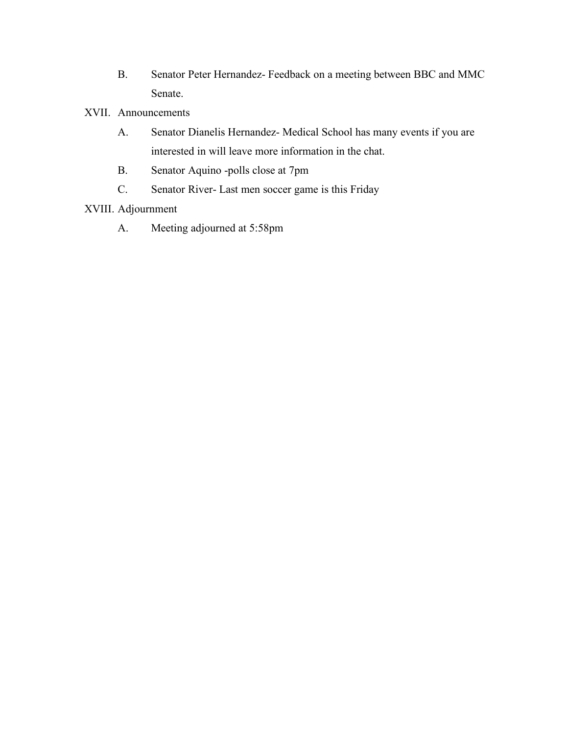B. Senator Peter Hernandez- Feedback on a meeting between BBC and MMC Senate.

XVII. Announcements

A. Senator Dianelis Hernandez- Medical School has many events if you are interested in will leave more information in the chat.

B. Senator Aquino -polls close at 7pm

C. Senator River- Last men soccer game is this Friday

XVIII. Adjournment

A. Meeting adjourned at 5:58pm